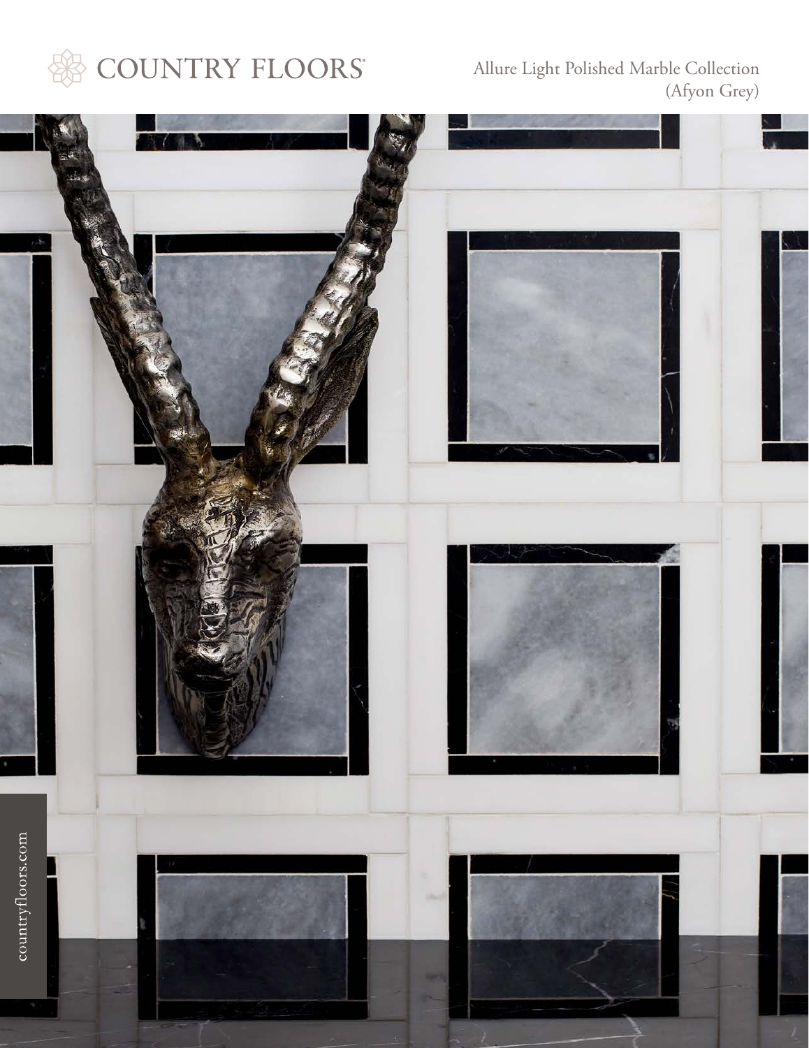COUNTRY FLOORS®

Allure Light Polished Marble Collection
(Afyon Grey)

countryfloors.com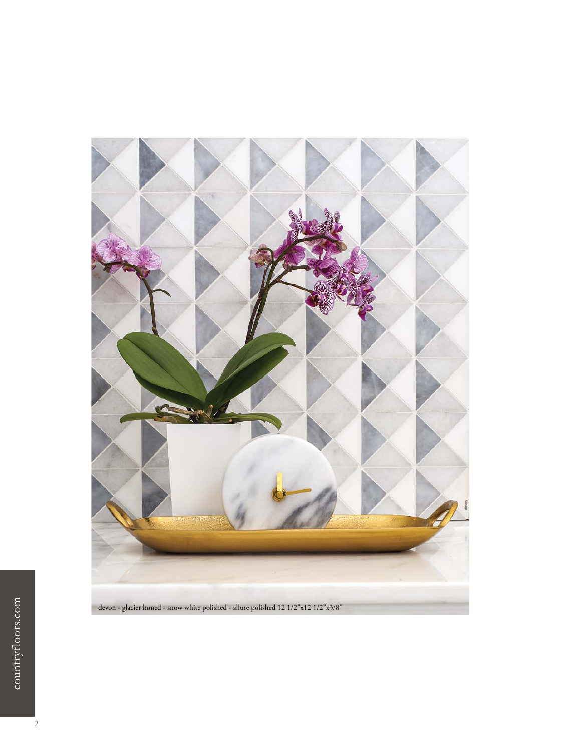devon - glacier honed - snow white polished - allure polished 12 1/2"x12 1/2"x3/8"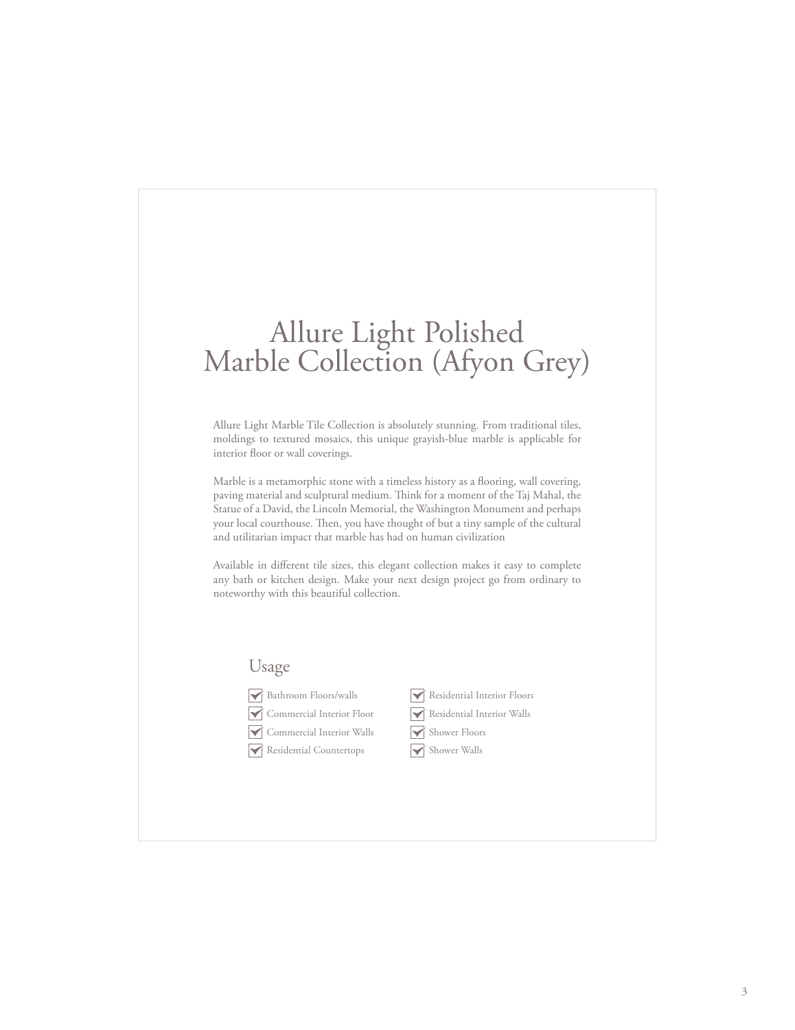# Allure Light Polished Marble Collection (Afyon Grey)

Allure Light Marble Tile Collection is absolutely stunning. From traditional tiles, moldings to textured mosaics, this unique grayish-blue marble is applicable for interior floor or wall coverings.

Marble is a metamorphic stone with a timeless history as a flooring, wall covering, paving material and sculptural medium. Think for a moment of the Taj Mahal, the Statue of a David, the Lincoln Memorial, the Washington Monument and perhaps your local courthouse. Then, you have thought of but a tiny sample of the cultural and utilitarian impact that marble has had on human civilization

Available in different tile sizes, this elegant collection makes it easy to complete any bath or kitchen design. Make your next design project go from ordinary to noteworthy with this beautiful collection.

## Usage

- [x] Bathroom Floors/walls
- [x] Commercial Interior Floor
- [x] Commercial Interior Walls
- [x] Residential Countertops
- [x] Residential Interior Floors
- [x] Residential Interior Walls
- [x] Shower Floors
- [x] Shower Walls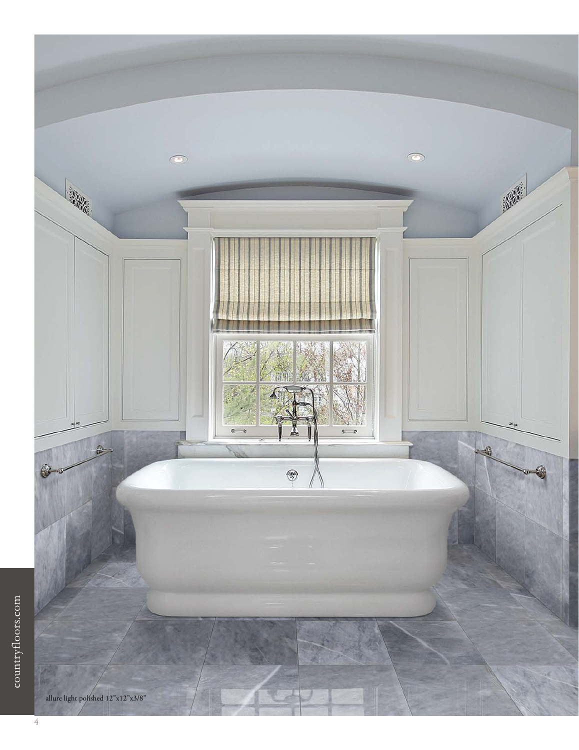allure light polished 12"x12"x3/8"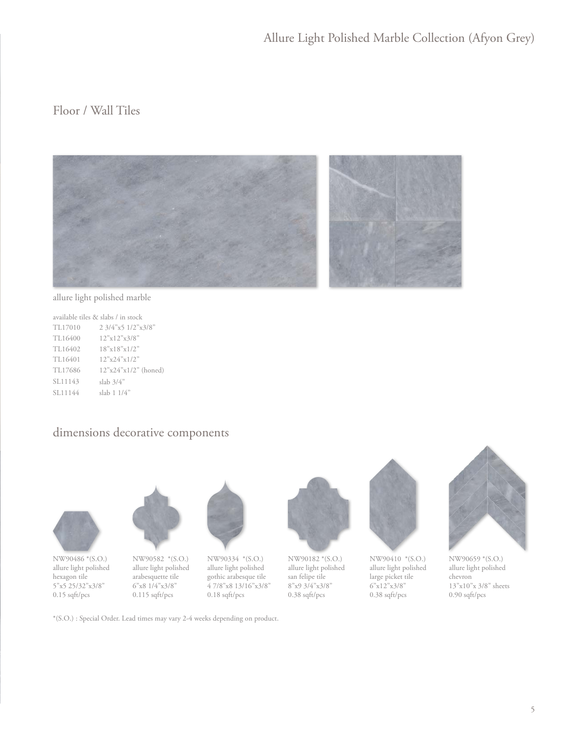# Allure Light Polished Marble Collection (Afyon Grey)

## Floor / Wall Tiles

allure light polished marble

available tiles & slabs / in stock

| | |
|---|---|
| TL17010 | 2 3/4"x5 1/2"x3/8" |
| TL16400 | 12"x12"x3/8" |
| TL16402 | 18"x18"x1/2" |
| TL16401 | 12"x24"x1/2" |
| TL17686 | 12"x24"x1/2" (honed) |
| SL11143 | slab 3/4" |
| SL11144 | slab 1 1/4" |

## dimensions decorative components

NW90486 *(S.O.)
allure light polished
hexagon tile
5"x5 25/32"x3/8"
0.15 sqft/pcs

NW90582 *(S.O.)
allure light polished
arabesquette tile
6"x8 1/4"x3/8"
0.115 sqft/pcs

NW90334 *(S.O.)
allure light polished
gothic arabesque tile
4 7/8"x8 13/16"x3/8"
0.18 sqft/pcs

NW90182 *(S.O.)
allure light polished
san felipe tile
8"x9 3/4"x3/8"
0.38 sqft/pcs

NW90410 *(S.O.)
allure light polished
large picket tile
6"x12"x3/8"
0.38 sqft/pcs

NW90659 *(S.O.)
allure light polished
chevron
13"x10"x 3/8" sheets
0.90 sqft/pcs

*(S.O.) : Special Order. Lead times may vary 2-4 weeks depending on product.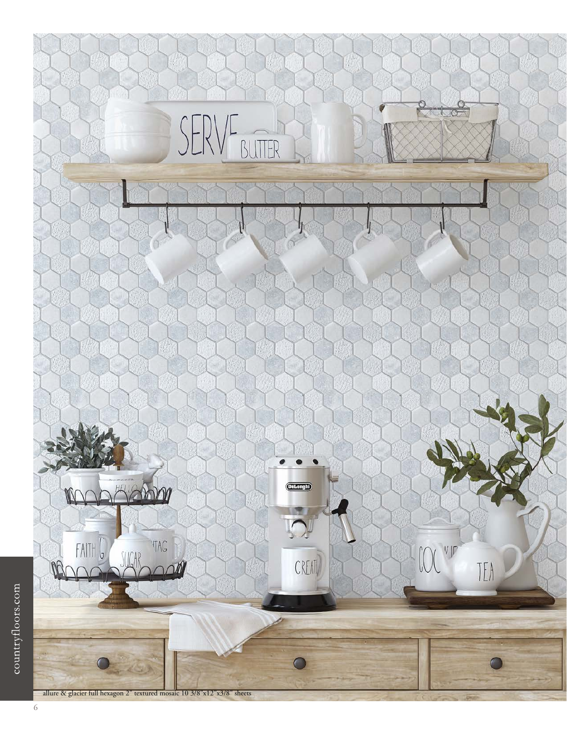allure & glacier full hexagon 2" textured mosaic 10 3/8"x12"x3/8" sheets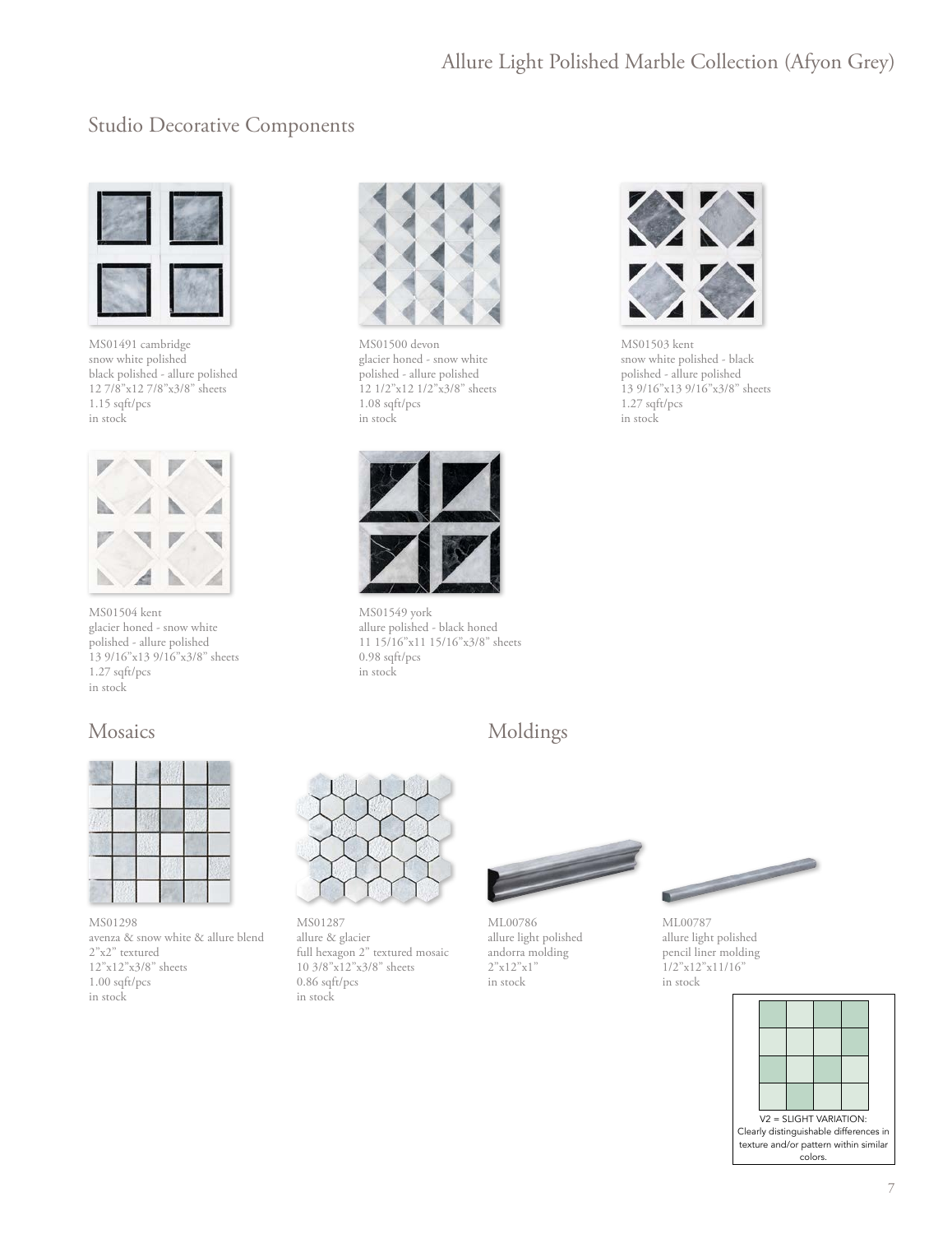# Allure Light Polished Marble Collection (Afyon Grey)

## Studio Decorative Components

MS01491 cambridge
snow white polished
black polished - allure polished
12 7/8"x12 7/8"x3/8" sheets
1.15 sqft/pcs
in stock

MS01500 devon
glacier honed - snow white
polished - allure polished
12 1/2"x12 1/2"x3/8" sheets
1.08 sqft/pcs
in stock

MS01503 kent
snow white polished - black
polished - allure polished
13 9/16"x13 9/16"x3/8" sheets
1.27 sqft/pcs
in stock

MS01504 kent
glacier honed - snow white
polished - allure polished
13 9/16"x13 9/16"x3/8" sheets
1.27 sqft/pcs
in stock

MS01549 york
allure polished - black honed
11 15/16"x11 15/16"x3/8" sheets
0.98 sqft/pcs
in stock

## Mosaics

MS01298
avenza & snow white & allure blend
2"x2" textured
12"x12"x3/8" sheets
1.00 sqft/pcs
in stock

MS01287
allure & glacier
full hexagon 2" textured mosaic
10 3/8"x12"x3/8" sheets
0.86 sqft/pcs
in stock

## Moldings

ML00786
allure light polished
andorra molding
2"x12"x1"
in stock

ML00787
allure light polished
pencil liner molding
1/2"x12"x11/16"
in stock

V2 = SLIGHT VARIATION:
Clearly distinguishable differences in texture and/or pattern within similar colors.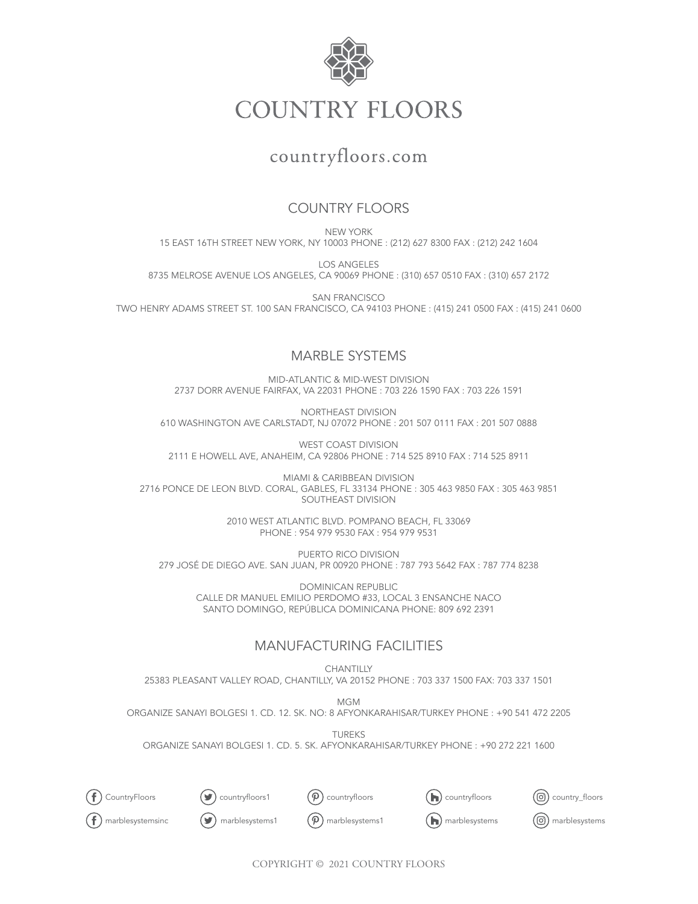# COUNTRY FLOORS

countryfloors.com

## COUNTRY FLOORS

NEW YORK
15 EAST 16TH STREET NEW YORK, NY 10003 PHONE : (212) 627 8300 FAX : (212) 242 1604

LOS ANGELES
8735 MELROSE AVENUE LOS ANGELES, CA 90069 PHONE : (310) 657 0510 FAX : (310) 657 2172

SAN FRANCISCO
TWO HENRY ADAMS STREET ST. 100 SAN FRANCISCO, CA 94103 PHONE : (415) 241 0500 FAX : (415) 241 0600

## MARBLE SYSTEMS

MID-ATLANTIC & MID-WEST DIVISION
2737 DORR AVENUE FAIRFAX, VA 22031 PHONE : 703 226 1590 FAX : 703 226 1591

NORTHEAST DIVISION
610 WASHINGTON AVE CARLSTADT, NJ 07072 PHONE : 201 507 0111 FAX : 201 507 0888

WEST COAST DIVISION
2111 E HOWELL AVE, ANAHEIM, CA 92806 PHONE : 714 525 8910 FAX : 714 525 8911

MIAMI & CARIBBEAN DIVISION
2716 PONCE DE LEON BLVD. CORAL, GABLES, FL 33134 PHONE : 305 463 9850 FAX : 305 463 9851

SOUTHEAST DIVISION
2010 WEST ATLANTIC BLVD. POMPANO BEACH, FL 33069
PHONE : 954 979 9530 FAX : 954 979 9531

PUERTO RICO DIVISION
279 JOSÉ DE DIEGO AVE. SAN JUAN, PR 00920 PHONE : 787 793 5642 FAX : 787 774 8238

DOMINICAN REPUBLIC
CALLE DR MANUEL EMILIO PERDOMO #33, LOCAL 3 ENSANCHE NACO
SANTO DOMINGO, REPÚBLICA DOMINICANA PHONE: 809 692 2391

## MANUFACTURING FACILITIES

CHANTILLY
25383 PLEASANT VALLEY ROAD, CHANTILLY, VA 20152 PHONE : 703 337 1500 FAX: 703 337 1501

MGM
ORGANIZE SANAYI BOLGESI 1. CD. 12. SK. NO: 8 AFYONKARAHISAR/TURKEY PHONE : +90 541 472 2205

TUREKS
ORGANIZE SANAYI BOLGESI 1. CD. 5. SK. AFYONKARAHISAR/TURKEY PHONE : +90 272 221 1600

CountryFloors
countryfloors1
countryfloors
countryfloors
country_floors

marblesystemsinc
marblesystems1
marblesystems1
marblesystems
marblesystems

COPYRIGHT © 2021 COUNTRY FLOORS